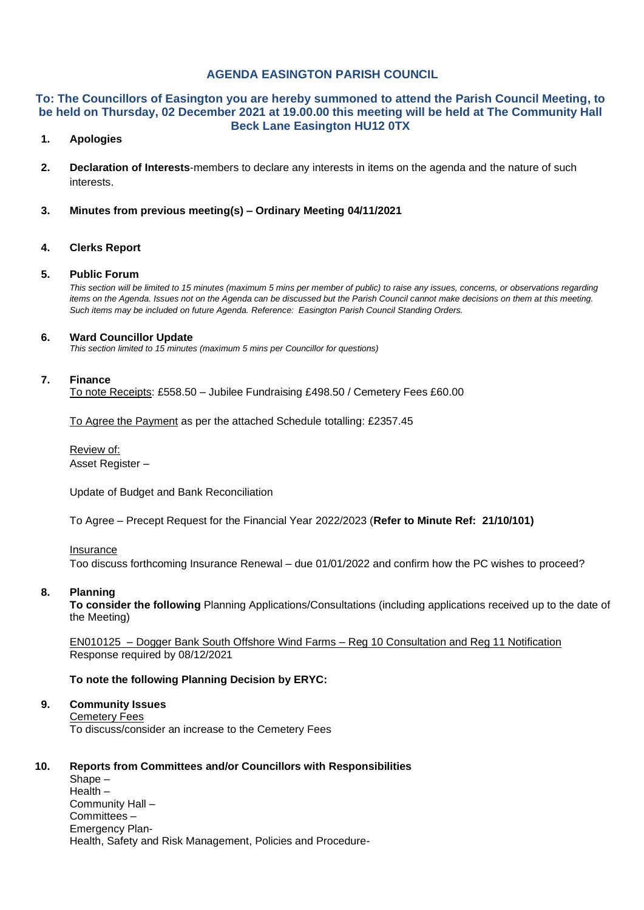# AGENDA EASINGTON PARISH COUNCIL

## To: The Councillors of Easington you are hereby summoned to attend the Parish Council Meeting, to be held on Thursday, 02 December 2021 at 19.00.00 this meeting will be held at The Community Hall Beck Lane Easington HU12 0TX

1. **Apologies**

2. **Declaration of Interests**-members to declare any interests in items on the agenda and the nature of such interests.

3. **Minutes from previous meeting(s) – Ordinary Meeting 04/11/2021**

4. **Clerks Report**

5. **Public Forum**

   *This section will be limited to 15 minutes (maximum 5 mins per member of public) to raise any issues, concerns, or observations regarding items on the Agenda. Issues not on the Agenda can be discussed but the Parish Council cannot make decisions on them at this meeting. Such items may be included on future Agenda. Reference: Easington Parish Council Standing Orders.*

6. **Ward Councillor Update**

   *This section limited to 15 minutes (maximum 5 mins per Councillor for questions)*

7. **Finance**

   To note Receipts: £558.50 – Jubilee Fundraising £498.50 / Cemetery Fees £60.00

   To Agree the Payment as per the attached Schedule totalling: £2357.45

   Review of:
   Asset Register –

   Update of Budget and Bank Reconciliation

   To Agree – Precept Request for the Financial Year 2022/2023 (**Refer to Minute Ref: 21/10/101)**

   Insurance
   Too discuss forthcoming Insurance Renewal – due 01/01/2022 and confirm how the PC wishes to proceed?

8. **Planning**

   **To consider the following** Planning Applications/Consultations (including applications received up to the date of the Meeting)

   EN010125 – Dogger Bank South Offshore Wind Farms – Reg 10 Consultation and Reg 11 Notification
   Response required by 08/12/2021

   **To note the following Planning Decision by ERYC:**

9. **Community Issues**

   Cemetery Fees
   To discuss/consider an increase to the Cemetery Fees

10. **Reports from Committees and/or Councillors with Responsibilities**

    Shape –
    Health –
    Community Hall –
    Committees –
    Emergency Plan-
    Health, Safety and Risk Management, Policies and Procedure-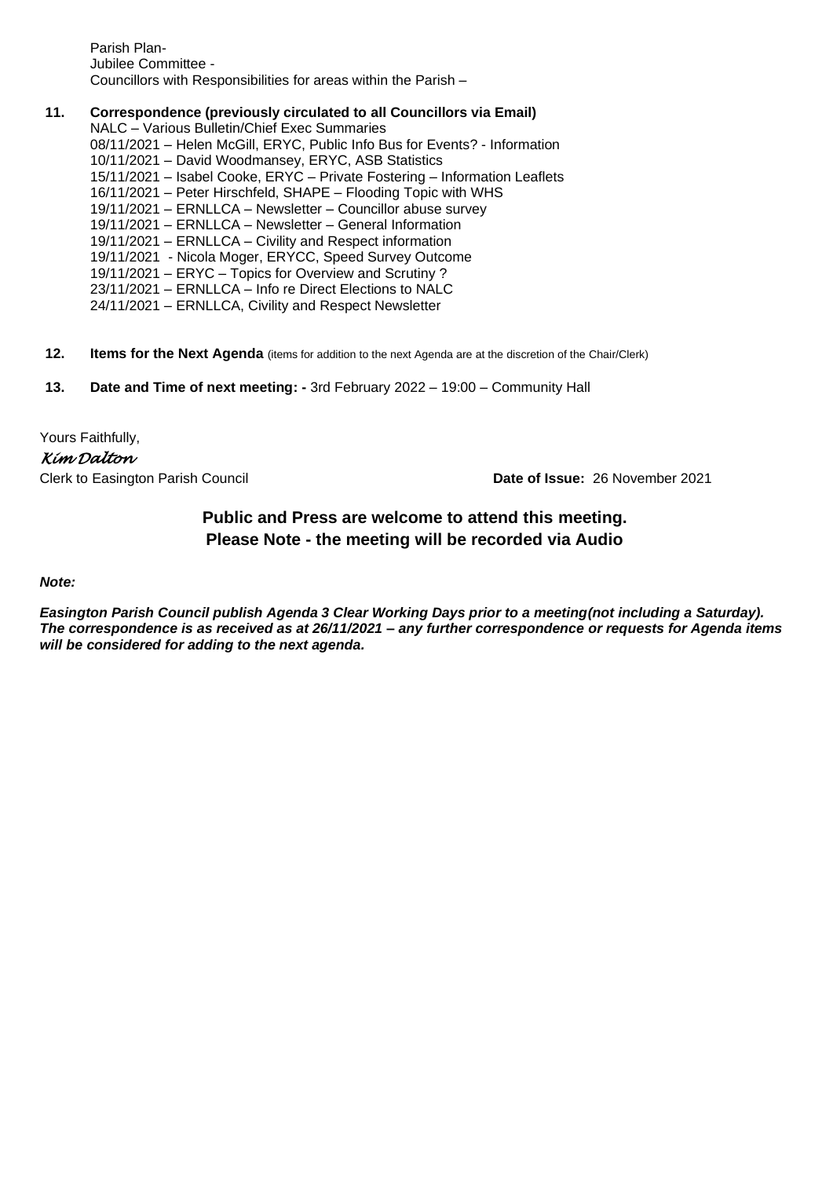Parish Plan-
Jubilee Committee -
Councillors with Responsibilities for areas within the Parish –

**11. Correspondence (previously circulated to all Councillors via Email)**

NALC – Various Bulletin/Chief Exec Summaries
08/11/2021 – Helen McGill, ERYC, Public Info Bus for Events? - Information
10/11/2021 – David Woodmansey, ERYC, ASB Statistics
15/11/2021 – Isabel Cooke, ERYC – Private Fostering – Information Leaflets
16/11/2021 – Peter Hirschfeld, SHAPE – Flooding Topic with WHS
19/11/2021 – ERNLLCA – Newsletter – Councillor abuse survey
19/11/2021 – ERNLLCA – Newsletter – General Information
19/11/2021 – ERNLLCA – Civility and Respect information
19/11/2021 - Nicola Moger, ERYCC, Speed Survey Outcome
19/11/2021 – ERYC – Topics for Overview and Scrutiny ?
23/11/2021 – ERNLLCA – Info re Direct Elections to NALC
24/11/2021 – ERNLLCA, Civility and Respect Newsletter

**12. Items for the Next Agenda** (items for addition to the next Agenda are at the discretion of the Chair/Clerk)

**13. Date and Time of next meeting: -** 3rd February 2022 – 19:00 – Community Hall

Yours Faithfully,

*Kim Dalton*

Clerk to Easington Parish Council **Date of Issue:** 26 November 2021

**Public and Press are welcome to attend this meeting.**
**Please Note - the meeting will be recorded via Audio**

***Note:***

***Easington Parish Council publish Agenda 3 Clear Working Days prior to a meeting(not including a Saturday). The correspondence is as received as at 26/11/2021 – any further correspondence or requests for Agenda items will be considered for adding to the next agenda.***